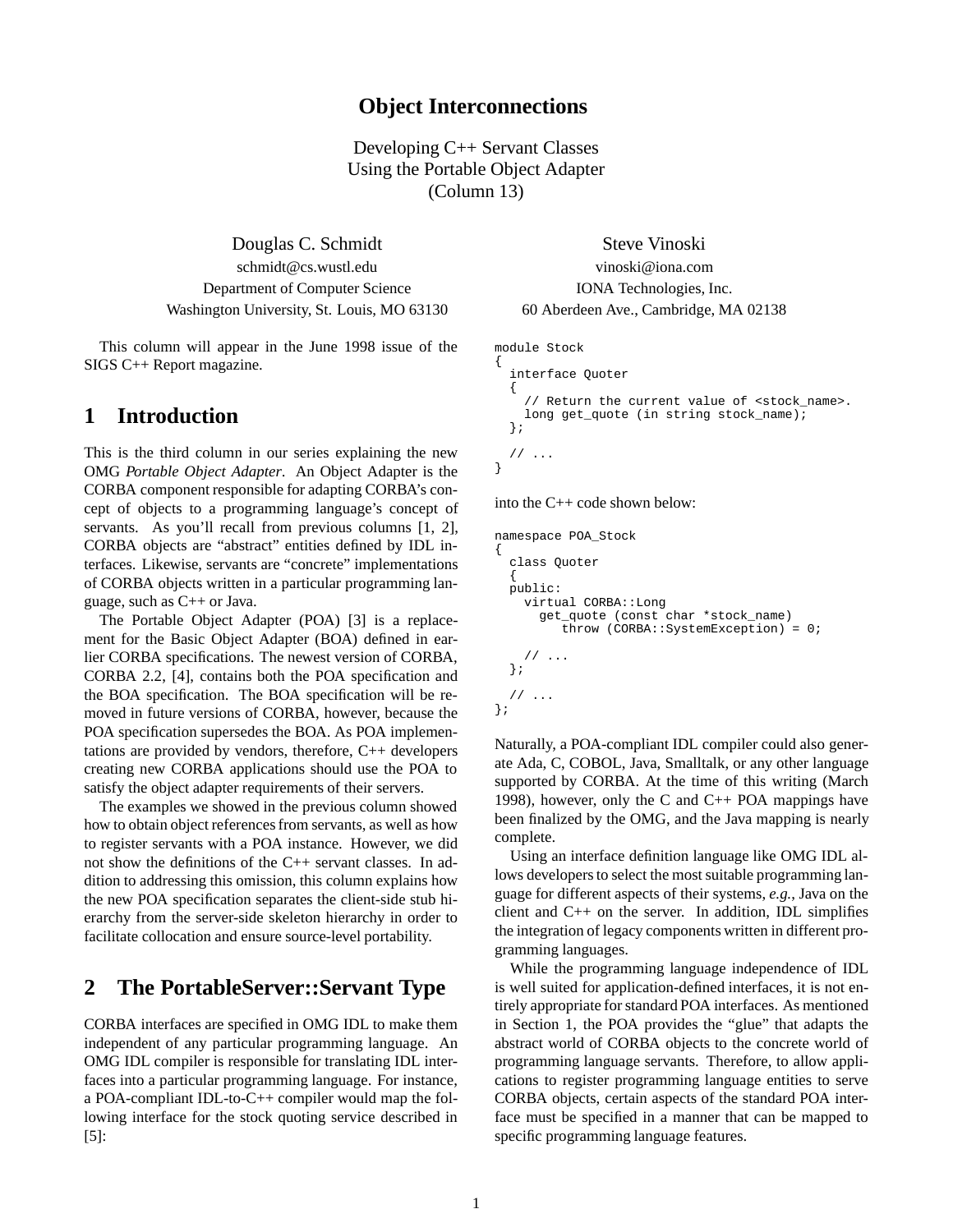# Object Interconnections

Developing C++ Servant Classes
Using the Portable Object Adapter
(Column 13)

Douglas C. Schmidt
schmidt@cs.wustl.edu
Department of Computer Science
Washington University, St. Louis, MO 63130

Steve Vinoski
vinoski@iona.com
IONA Technologies, Inc.
60 Aberdeen Ave., Cambridge, MA 02138

This column will appear in the June 1998 issue of the SIGS C++ Report magazine.

## 1 Introduction

This is the third column in our series explaining the new OMG *Portable Object Adapter*. An Object Adapter is the CORBA component responsible for adapting CORBA's concept of objects to a programming language's concept of servants. As you'll recall from previous columns [1, 2], CORBA objects are "abstract" entities defined by IDL interfaces. Likewise, servants are "concrete" implementations of CORBA objects written in a particular programming language, such as C++ or Java.

The Portable Object Adapter (POA) [3] is a replacement for the Basic Object Adapter (BOA) defined in earlier CORBA specifications. The newest version of CORBA, CORBA 2.2, [4], contains both the POA specification and the BOA specification. The BOA specification will be removed in future versions of CORBA, however, because the POA specification supersedes the BOA. As POA implementations are provided by vendors, therefore, C++ developers creating new CORBA applications should use the POA to satisfy the object adapter requirements of their servers.

The examples we showed in the previous column showed how to obtain object references from servants, as well as how to register servants with a POA instance. However, we did not show the definitions of the C++ servant classes. In addition to addressing this omission, this column explains how the new POA specification separates the client-side stub hierarchy from the server-side skeleton hierarchy in order to facilitate collocation and ensure source-level portability.

## 2 The PortableServer::Servant Type

CORBA interfaces are specified in OMG IDL to make them independent of any particular programming language. An OMG IDL compiler is responsible for translating IDL interfaces into a particular programming language. For instance, a POA-compliant IDL-to-C++ compiler would map the following interface for the stock quoting service described in [5]:

```
module Stock
{
  interface Quoter
  {
    // Return the current value of <stock_name>.
    long get_quote (in string stock_name);
  };

  // ...
}
```

into the C++ code shown below:

```
namespace POA_Stock
{
  class Quoter
  {
  public:
    virtual CORBA::Long
      get_quote (const char *stock_name)
         throw (CORBA::SystemException) = 0;

    // ...
  };

  // ...
};
```

Naturally, a POA-compliant IDL compiler could also generate Ada, C, COBOL, Java, Smalltalk, or any other language supported by CORBA. At the time of this writing (March 1998), however, only the C and C++ POA mappings have been finalized by the OMG, and the Java mapping is nearly complete.

Using an interface definition language like OMG IDL allows developers to select the most suitable programming language for different aspects of their systems, *e.g.*, Java on the client and C++ on the server. In addition, IDL simplifies the integration of legacy components written in different programming languages.

While the programming language independence of IDL is well suited for application-defined interfaces, it is not entirely appropriate for standard POA interfaces. As mentioned in Section 1, the POA provides the "glue" that adapts the abstract world of CORBA objects to the concrete world of programming language servants. Therefore, to allow applications to register programming language entities to serve CORBA objects, certain aspects of the standard POA interface must be specified in a manner that can be mapped to specific programming language features.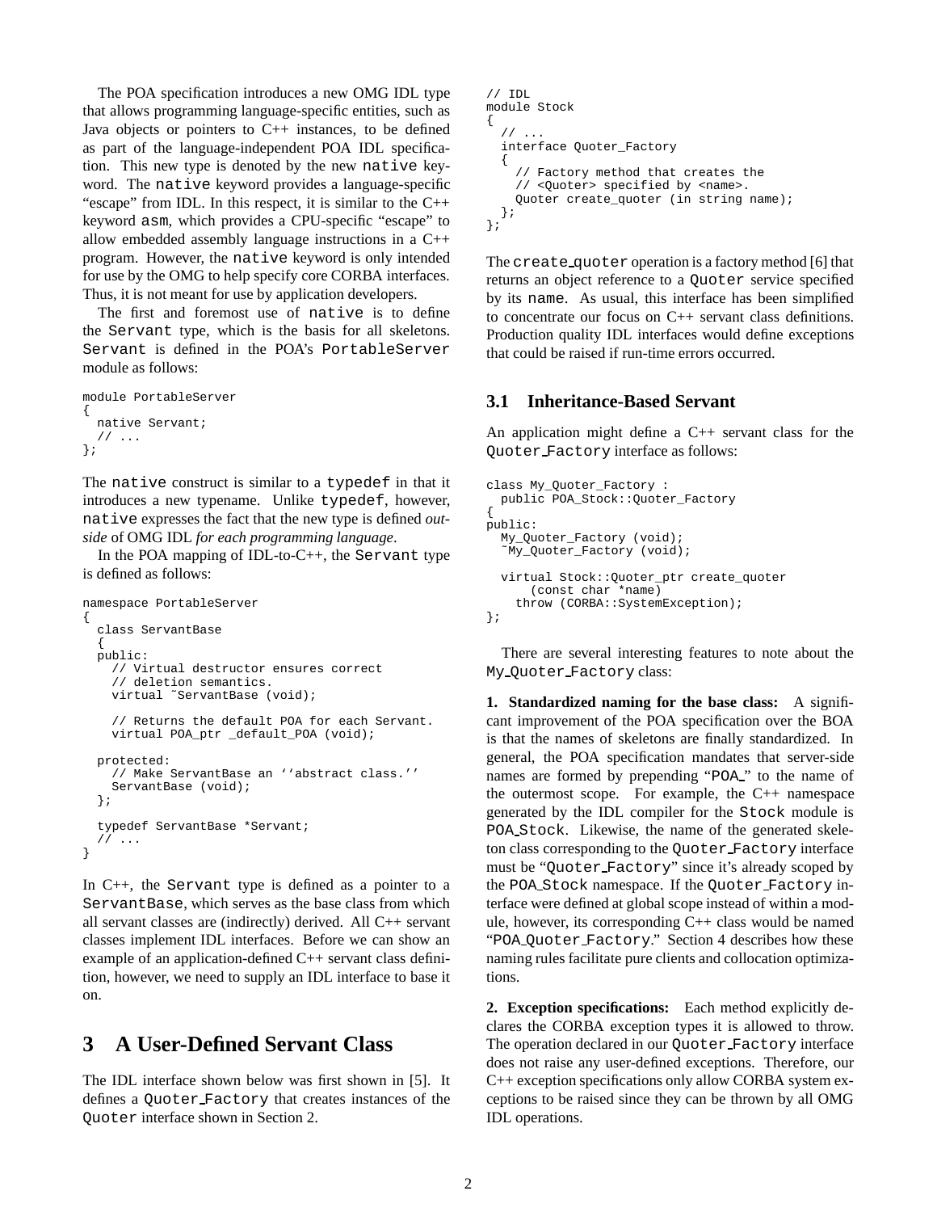The POA specification introduces a new OMG IDL type that allows programming language-specific entities, such as Java objects or pointers to C++ instances, to be defined as part of the language-independent POA IDL specification. This new type is denoted by the new `native` keyword. The `native` keyword provides a language-specific "escape" from IDL. In this respect, it is similar to the C++ keyword `asm`, which provides a CPU-specific "escape" to allow embedded assembly language instructions in a C++ program. However, the `native` keyword is only intended for use by the OMG to help specify core CORBA interfaces. Thus, it is not meant for use by application developers.

The first and foremost use of `native` is to define the `Servant` type, which is the basis for all skeletons. `Servant` is defined in the POA's `PortableServer` module as follows:

```
module PortableServer
{
  native Servant;
  // ...
};
```

The `native` construct is similar to a `typedef` in that it introduces a new typename. Unlike `typedef`, however, `native` expresses the fact that the new type is defined *outside* of OMG IDL *for each programming language*.

In the POA mapping of IDL-to-C++, the `Servant` type is defined as follows:

```
namespace PortableServer
{
  class ServantBase
  {
  public:
    // Virtual destructor ensures correct
    // deletion semantics.
    virtual ~ServantBase (void);

    // Returns the default POA for each Servant.
    virtual POA_ptr _default_POA (void);

  protected:
    // Make ServantBase an ''abstract class.''
    ServantBase (void);
  };

  typedef ServantBase *Servant;
  // ...
}
```

In C++, the `Servant` type is defined as a pointer to a `ServantBase`, which serves as the base class from which all servant classes are (indirectly) derived. All C++ servant classes implement IDL interfaces. Before we can show an example of an application-defined C++ servant class definition, however, we need to supply an IDL interface to base it on.

# 3 A User-Defined Servant Class

The IDL interface shown below was first shown in [5]. It defines a `Quoter_Factory` that creates instances of the `Quoter` interface shown in Section 2.

```
// IDL
module Stock
{
  // ...
  interface Quoter_Factory
  {
    // Factory method that creates the
    // <Quoter> specified by <name>.
    Quoter create_quoter (in string name);
  };
};
```

The `create_quoter` operation is a factory method [6] that returns an object reference to a `Quoter` service specified by its `name`. As usual, this interface has been simplified to concentrate our focus on C++ servant class definitions. Production quality IDL interfaces would define exceptions that could be raised if run-time errors occurred.

## 3.1 Inheritance-Based Servant

An application might define a C++ servant class for the `Quoter_Factory` interface as follows:

```
class My_Quoter_Factory :
  public POA_Stock::Quoter_Factory
{
public:
  My_Quoter_Factory (void);
  ~My_Quoter_Factory (void);

  virtual Stock::Quoter_ptr create_quoter
      (const char *name)
    throw (CORBA::SystemException);
};
```

There are several interesting features to note about the `My_Quoter_Factory` class:

**1. Standardized naming for the base class:** A significant improvement of the POA specification over the BOA is that the names of skeletons are finally standardized. In general, the POA specification mandates that server-side names are formed by prepending "`POA_`" to the name of the outermost scope. For example, the C++ namespace generated by the IDL compiler for the `Stock` module is `POA_Stock`. Likewise, the name of the generated skeleton class corresponding to the `Quoter_Factory` interface must be "`Quoter_Factory`" since it's already scoped by the `POA_Stock` namespace. If the `Quoter_Factory` interface were defined at global scope instead of within a module, however, its corresponding C++ class would be named "`POA_Quoter_Factory`." Section 4 describes how these naming rules facilitate pure clients and collocation optimizations.

**2. Exception specifications:** Each method explicitly declares the CORBA exception types it is allowed to throw. The operation declared in our `Quoter_Factory` interface does not raise any user-defined exceptions. Therefore, our C++ exception specifications only allow CORBA system exceptions to be raised since they can be thrown by all OMG IDL operations.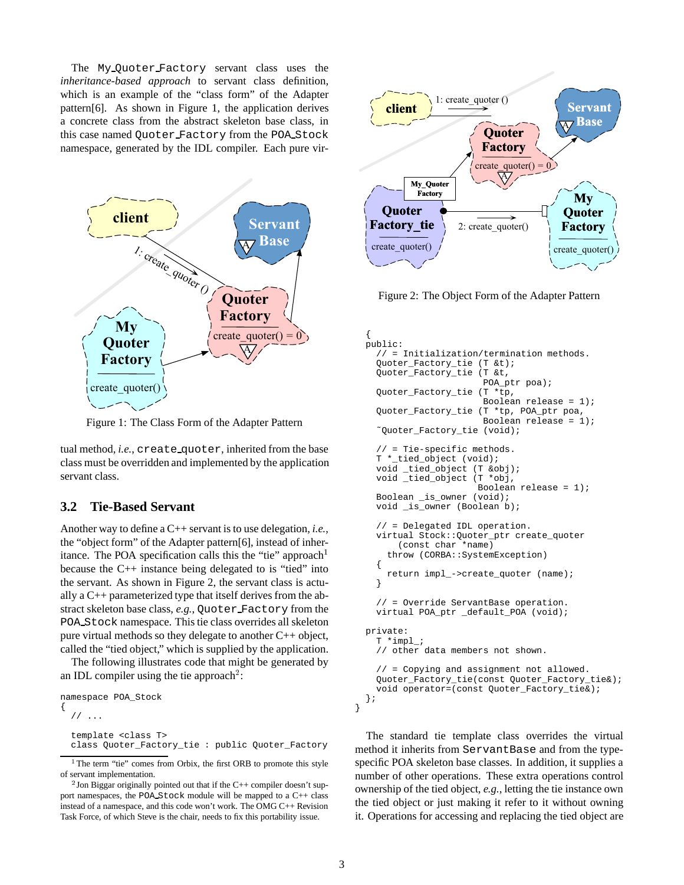The `My_Quoter_Factory` servant class uses the *inheritance-based approach* to servant class definition, which is an example of the "class form" of the Adapter pattern[6]. As shown in Figure 1, the application derives a concrete class from the abstract skeleton base class, in this case named `Quoter_Factory` from the `POA_Stock` namespace, generated by the IDL compiler. Each pure virtual method, *i.e.*, `create_quoter`, inherited from the base class must be overridden and implemented by the application servant class.

Figure 1: The Class Form of the Adapter Pattern

## 3.2 Tie-Based Servant

Another way to define a C++ servant is to use delegation, *i.e.*, the "object form" of the Adapter pattern[6], instead of inheritance. The POA specification calls this the "tie" approach[1] because the C++ instance being delegated to is "tied" into the servant. As shown in Figure 2, the servant class is actually a C++ parameterized type that itself derives from the abstract skeleton base class, *e.g.*, `Quoter_Factory` from the `POA_Stock` namespace. This tie class overrides all skeleton pure virtual methods so they delegate to another C++ object, called the "tied object," which is supplied by the application.

The following illustrates code that might be generated by an IDL compiler using the tie approach[2]:

```
namespace POA_Stock
{
  // ...

  template <class T>
  class Quoter_Factory_tie : public Quoter_Factory
  {
  public:
    // = Initialization/termination methods.
    Quoter_Factory_tie (T &t);
    Quoter_Factory_tie (T &t,
                        POA_ptr poa);
    Quoter_Factory_tie (T *tp,
                        Boolean release = 1);
    Quoter_Factory_tie (T *tp, POA_ptr poa,
                        Boolean release = 1);
    ~Quoter_Factory_tie (void);

    // = Tie-specific methods.
    T *_tied_object (void);
    void _tied_object (T &obj);
    void _tied_object (T *obj,
                       Boolean release = 1);
    Boolean _is_owner (void);
    void _is_owner (Boolean b);

    // = Delegated IDL operation.
    virtual Stock::Quoter_ptr create_quoter
      (const char *name)
      throw (CORBA::SystemException)
    {
      return impl_->create_quoter (name);
    }

    // = Override ServantBase operation.
    virtual POA_ptr _default_POA (void);

  private:
    T *impl_;
    // other data members not shown.

    // = Copying and assignment not allowed.
    Quoter_Factory_tie(const Quoter_Factory_tie&);
    void operator=(const Quoter_Factory_tie&);
  };
}
```

Figure 2: The Object Form of the Adapter Pattern

The standard tie template class overrides the virtual method it inherits from `ServantBase` and from the type-specific POA skeleton base classes. In addition, it supplies a number of other operations. These extra operations control ownership of the tied object, *e.g.*, letting the tie instance own the tied object or just making it refer to it without owning it. Operations for accessing and replacing the tied object are

[1] The term "tie" comes from Orbix, the first ORB to promote this style of servant implementation.

[2] Jon Biggar originally pointed out that if the C++ compiler doesn't support namespaces, the `POA_Stock` module will be mapped to a C++ class instead of a namespace, and this code won't work. The OMG C++ Revision Task Force, of which Steve is the chair, needs to fix this portability issue.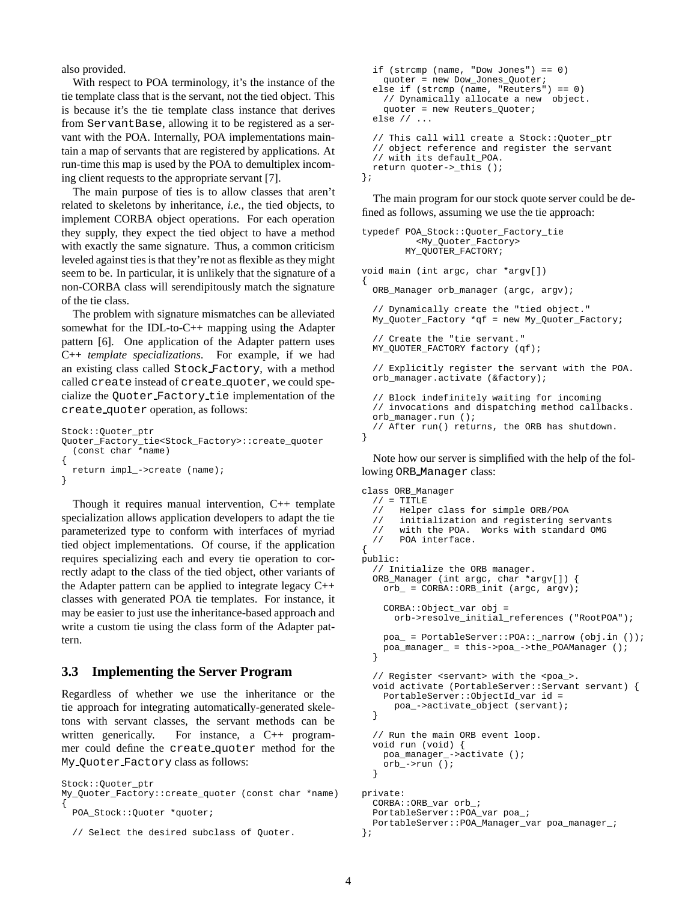also provided.

With respect to POA terminology, it's the instance of the tie template class that is the servant, not the tied object. This is because it's the tie template class instance that derives from `ServantBase`, allowing it to be registered as a servant with the POA. Internally, POA implementations maintain a map of servants that are registered by applications. At run-time this map is used by the POA to demultiplex incoming client requests to the appropriate servant [7].

The main purpose of ties is to allow classes that aren't related to skeletons by inheritance, *i.e.*, the tied objects, to implement CORBA object operations. For each operation they supply, they expect the tied object to have a method with exactly the same signature. Thus, a common criticism leveled against ties is that they're not as flexible as they might seem to be. In particular, it is unlikely that the signature of a non-CORBA class will serendipitously match the signature of the tie class.

The problem with signature mismatches can be alleviated somewhat for the IDL-to-C++ mapping using the Adapter pattern [6]. One application of the Adapter pattern uses C++ *template specializations*. For example, if we had an existing class called `Stock_Factory`, with a method called `create` instead of `create_quoter`, we could specialize the `Quoter_Factory_tie` implementation of the `create_quoter` operation, as follows:

```
Stock::Quoter_ptr
Quoter_Factory_tie<Stock_Factory>::create_quoter
  (const char *name)
{
  return impl_->create (name);
}
```

Though it requires manual intervention, C++ template specialization allows application developers to adapt the tie parameterized type to conform with interfaces of myriad tied object implementations. Of course, if the application requires specializing each and every tie operation to correctly adapt to the class of the tied object, other variants of the Adapter pattern can be applied to integrate legacy C++ classes with generated POA tie templates. For instance, it may be easier to just use the inheritance-based approach and write a custom tie using the class form of the Adapter pattern.

### 3.3 Implementing the Server Program

Regardless of whether we use the inheritance or the tie approach for integrating automatically-generated skeletons with servant classes, the servant methods can be written generically. For instance, a C++ programmer could define the `create_quoter` method for the `My_Quoter_Factory` class as follows:

```
Stock::Quoter_ptr
My_Quoter_Factory::create_quoter (const char *name)
{
  POA_Stock::Quoter *quoter;

  // Select the desired subclass of Quoter.
  if (strcmp (name, "Dow Jones") == 0)
    quoter = new Dow_Jones_Quoter;
  else if (strcmp (name, "Reuters") == 0)
    // Dynamically allocate a new  object.
    quoter = new Reuters_Quoter;
  else // ...

  // This call will create a Stock::Quoter_ptr
  // object reference and register the servant
  // with its default_POA.
  return quoter->_this ();
};
```

The main program for our stock quote server could be defined as follows, assuming we use the tie approach:

```
typedef POA_Stock::Quoter_Factory_tie
          <My_Quoter_Factory>
        MY_QUOTER_FACTORY;

void main (int argc, char *argv[])
{
  ORB_Manager orb_manager (argc, argv);

  // Dynamically create the "tied object."
  My_Quoter_Factory *qf = new My_Quoter_Factory;

  // Create the "tie servant."
  MY_QUOTER_FACTORY factory (qf);

  // Explicitly register the servant with the POA.
  orb_manager.activate (&factory);

  // Block indefinitely waiting for incoming
  // invocations and dispatching method callbacks.
  orb_manager.run ();
  // After run() returns, the ORB has shutdown.
}
```

Note how our server is simplified with the help of the following `ORB_Manager` class:

```
class ORB_Manager
  // = TITLE
  //   Helper class for simple ORB/POA
  //   initialization and registering servants
  //   with the POA.  Works with standard OMG
  //   POA interface.
{
public:
  // Initialize the ORB manager.
  ORB_Manager (int argc, char *argv[]) {
    orb_ = CORBA::ORB_init (argc, argv);

    CORBA::Object_var obj =
      orb->resolve_initial_references ("RootPOA");

    poa_ = PortableServer::POA::_narrow (obj.in ());
    poa_manager_ = this->poa_->the_POAManager ();
  }

  // Register <servant> with the <poa_>.
  void activate (PortableServer::Servant servant) {
    PortableServer::ObjectId_var id =
      poa_->activate_object (servant);
  }

  // Run the main ORB event loop.
  void run (void) {
    poa_manager_->activate ();
    orb_->run ();
  }

private:
  CORBA::ORB_var orb_;
  PortableServer::POA_var poa_;
  PortableServer::POA_Manager_var poa_manager_;
};
```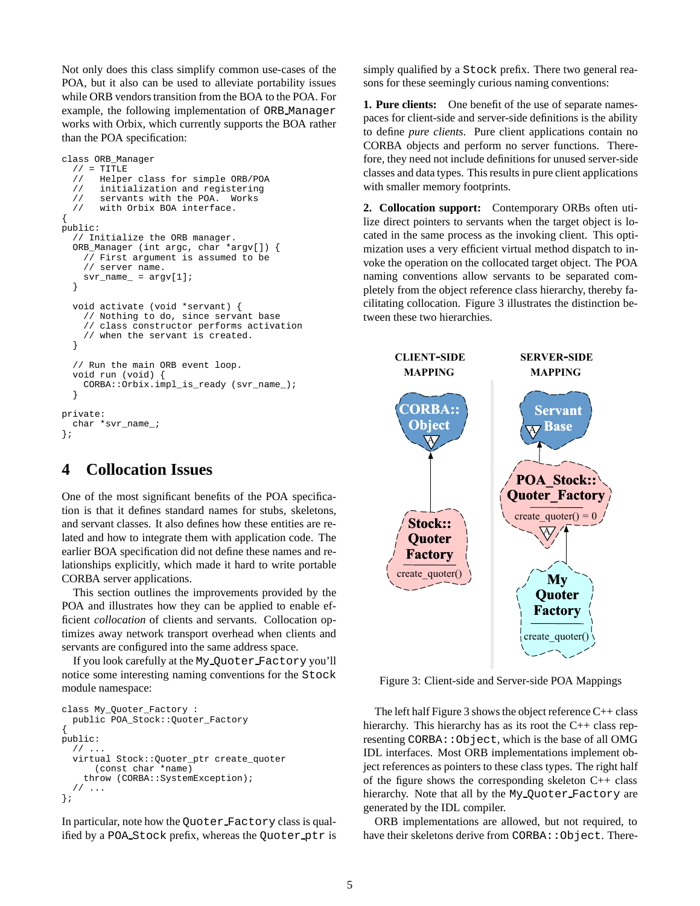Not only does this class simplify common use-cases of the POA, but it also can be used to alleviate portability issues while ORB vendors transition from the BOA to the POA. For example, the following implementation of `ORB_Manager` works with Orbix, which currently supports the BOA rather than the POA specification:

```
class ORB_Manager
  // = TITLE
  //   Helper class for simple ORB/POA
  //   initialization and registering
  //   servants with the POA.  Works
  //   with Orbix BOA interface.
{
public:
  // Initialize the ORB manager.
  ORB_Manager (int argc, char *argv[]) {
    // First argument is assumed to be
    // server name.
    svr_name_ = argv[1];
  }

  void activate (void *servant) {
    // Nothing to do, since servant base
    // class constructor performs activation
    // when the servant is created.
  }

  // Run the main ORB event loop.
  void run (void) {
    CORBA::Orbix.impl_is_ready (svr_name_);
  }

private:
  char *svr_name_;
};
```

## 4 Collocation Issues

One of the most significant benefits of the POA specification is that it defines standard names for stubs, skeletons, and servant classes. It also defines how these entities are related and how to integrate them with application code. The earlier BOA specification did not define these names and relationships explicitly, which made it hard to write portable CORBA server applications.

This section outlines the improvements provided by the POA and illustrates how they can be applied to enable efficient *collocation* of clients and servants. Collocation optimizes away network transport overhead when clients and servants are configured into the same address space.

If you look carefully at the `My_Quoter_Factory` you'll notice some interesting naming conventions for the `Stock` module namespace:

```
class My_Quoter_Factory :
  public POA_Stock::Quoter_Factory
{
public:
  // ...
  virtual Stock::Quoter_ptr create_quoter
      (const char *name)
    throw (CORBA::SystemException);
  // ...
};
```

In particular, note how the `Quoter_Factory` class is qualified by a `POA_Stock` prefix, whereas the `Quoter_ptr` is simply qualified by a `Stock` prefix. There two general reasons for these seemingly curious naming conventions:

**1. Pure clients:** One benefit of the use of separate namespaces for client-side and server-side definitions is the ability to define *pure clients*. Pure client applications contain no CORBA objects and perform no server functions. Therefore, they need not include definitions for unused server-side classes and data types. This results in pure client applications with smaller memory footprints.

**2. Collocation support:** Contemporary ORBs often utilize direct pointers to servants when the target object is located in the same process as the invoking client. This optimization uses a very efficient virtual method dispatch to invoke the operation on the collocated target object. The POA naming conventions allow servants to be separated completely from the object reference class hierarchy, thereby facilitating collocation. Figure 3 illustrates the distinction between these two hierarchies.

CLIENT-SIDE MAPPING — SERVER-SIDE MAPPING: CORBA::Object (A) ← Stock::Quoter Factory (create_quoter()); Servant Base (A) ← POA_Stock::Quoter_Factory (create_quoter() = 0) (A) ← My Quoter Factory (create_quoter())

Figure 3: Client-side and Server-side POA Mappings

The left half Figure 3 shows the object reference C++ class hierarchy. This hierarchy has as its root the C++ class representing `CORBA::Object`, which is the base of all OMG IDL interfaces. Most ORB implementations implement object references as pointers to these class types. The right half of the figure shows the corresponding skeleton C++ class hierarchy. Note that all by the `My_Quoter_Factory` are generated by the IDL compiler.

ORB implementations are allowed, but not required, to have their skeletons derive from `CORBA::Object`. There-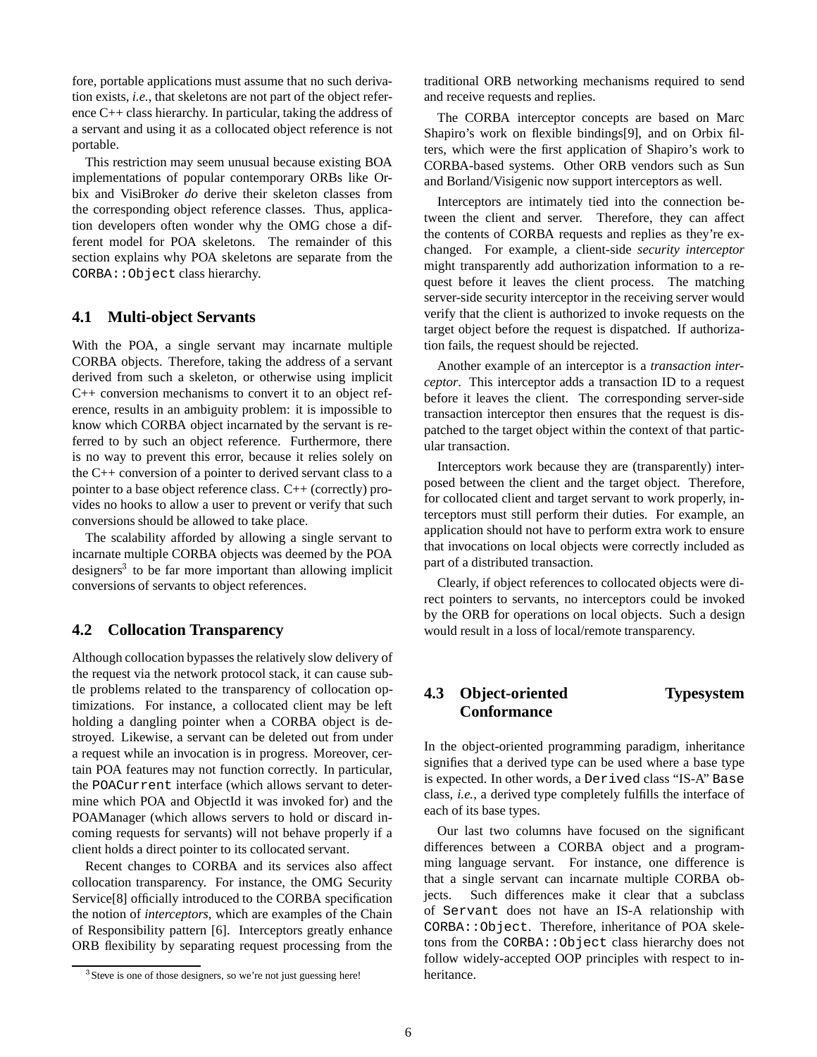fore, portable applications must assume that no such derivation exists, *i.e.*, that skeletons are not part of the object reference C++ class hierarchy. In particular, taking the address of a servant and using it as a collocated object reference is not portable.

This restriction may seem unusual because existing BOA implementations of popular contemporary ORBs like Orbix and VisiBroker *do* derive their skeleton classes from the corresponding object reference classes. Thus, application developers often wonder why the OMG chose a different model for POA skeletons. The remainder of this section explains why POA skeletons are separate from the `CORBA::Object` class hierarchy.

## 4.1 Multi-object Servants

With the POA, a single servant may incarnate multiple CORBA objects. Therefore, taking the address of a servant derived from such a skeleton, or otherwise using implicit C++ conversion mechanisms to convert it to an object reference, results in an ambiguity problem: it is impossible to know which CORBA object incarnated by the servant is referred to by such an object reference. Furthermore, there is no way to prevent this error, because it relies solely on the C++ conversion of a pointer to derived servant class to a pointer to a base object reference class. C++ (correctly) provides no hooks to allow a user to prevent or verify that such conversions should be allowed to take place.

The scalability afforded by allowing a single servant to incarnate multiple CORBA objects was deemed by the POA designers[3] to be far more important than allowing implicit conversions of servants to object references.

## 4.2 Collocation Transparency

Although collocation bypasses the relatively slow delivery of the request via the network protocol stack, it can cause subtle problems related to the transparency of collocation optimizations. For instance, a collocated client may be left holding a dangling pointer when a CORBA object is destroyed. Likewise, a servant can be deleted out from under a request while an invocation is in progress. Moreover, certain POA features may not function correctly. In particular, the `POACurrent` interface (which allows servant to determine which POA and ObjectId it was invoked for) and the POAManager (which allows servers to hold or discard incoming requests for servants) will not behave properly if a client holds a direct pointer to its collocated servant.

Recent changes to CORBA and its services also affect collocation transparency. For instance, the OMG Security Service[8] officially introduced to the CORBA specification the notion of *interceptors*, which are examples of the Chain of Responsibility pattern [6]. Interceptors greatly enhance ORB flexibility by separating request processing from the traditional ORB networking mechanisms required to send and receive requests and replies.

The CORBA interceptor concepts are based on Marc Shapiro's work on flexible bindings[9], and on Orbix filters, which were the first application of Shapiro's work to CORBA-based systems. Other ORB vendors such as Sun and Borland/Visigenic now support interceptors as well.

Interceptors are intimately tied into the connection between the client and server. Therefore, they can affect the contents of CORBA requests and replies as they're exchanged. For example, a client-side *security interceptor* might transparently add authorization information to a request before it leaves the client process. The matching server-side security interceptor in the receiving server would verify that the client is authorized to invoke requests on the target object before the request is dispatched. If authorization fails, the request should be rejected.

Another example of an interceptor is a *transaction interceptor*. This interceptor adds a transaction ID to a request before it leaves the client. The corresponding server-side transaction interceptor then ensures that the request is dispatched to the target object within the context of that particular transaction.

Interceptors work because they are (transparently) interposed between the client and the target object. Therefore, for collocated client and target servant to work properly, interceptors must still perform their duties. For example, an application should not have to perform extra work to ensure that invocations on local objects were correctly included as part of a distributed transaction.

Clearly, if object references to collocated objects were direct pointers to servants, no interceptors could be invoked by the ORB for operations on local objects. Such a design would result in a loss of local/remote transparency.

## 4.3 Object-oriented Typesystem Conformance

In the object-oriented programming paradigm, inheritance signifies that a derived type can be used where a base type is expected. In other words, a `Derived` class "IS-A" `Base` class, *i.e.*, a derived type completely fulfills the interface of each of its base types.

Our last two columns have focused on the significant differences between a CORBA object and a programming language servant. For instance, one difference is that a single servant can incarnate multiple CORBA objects. Such differences make it clear that a subclass of `Servant` does not have an IS-A relationship with `CORBA::Object`. Therefore, inheritance of POA skeletons from the `CORBA::Object` class hierarchy does not follow widely-accepted OOP principles with respect to inheritance.

[3] Steve is one of those designers, so we're not just guessing here!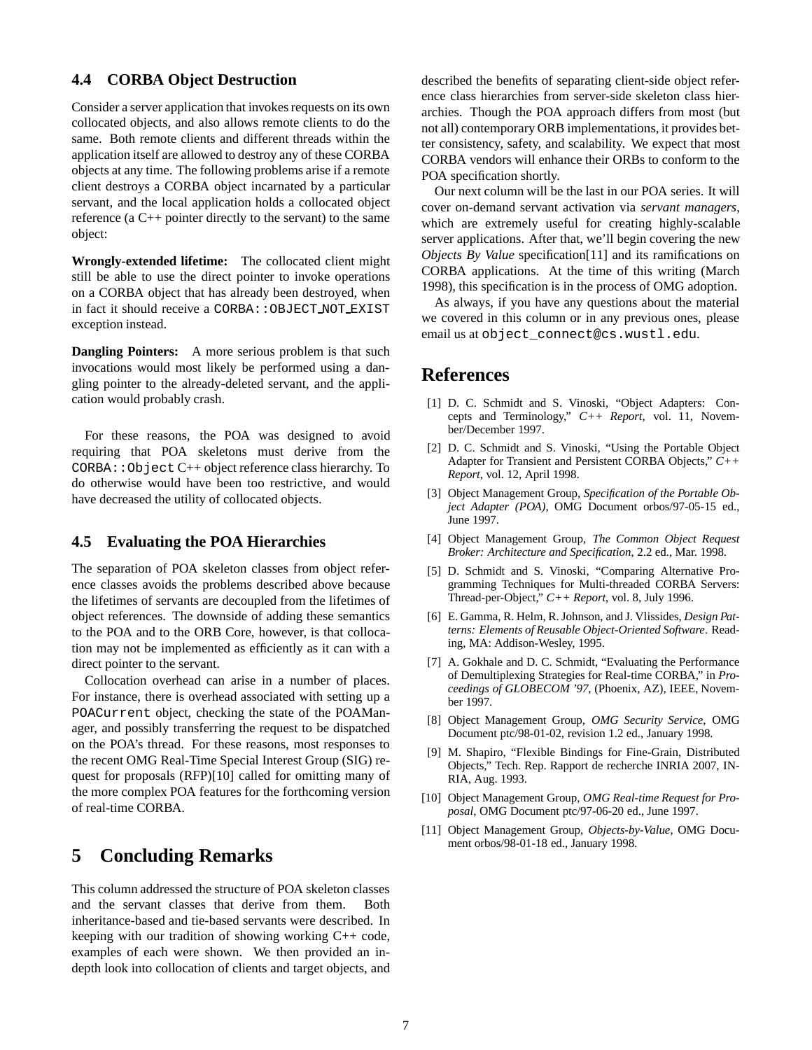### 4.4 CORBA Object Destruction

Consider a server application that invokes requests on its own collocated objects, and also allows remote clients to do the same. Both remote clients and different threads within the application itself are allowed to destroy any of these CORBA objects at any time. The following problems arise if a remote client destroys a CORBA object incarnated by a particular servant, and the local application holds a collocated object reference (a C++ pointer directly to the servant) to the same object:

**Wrongly-extended lifetime:** The collocated client might still be able to use the direct pointer to invoke operations on a CORBA object that has already been destroyed, when in fact it should receive a `CORBA::OBJECT_NOT_EXIST` exception instead.

**Dangling Pointers:** A more serious problem is that such invocations would most likely be performed using a dangling pointer to the already-deleted servant, and the application would probably crash.

For these reasons, the POA was designed to avoid requiring that POA skeletons must derive from the `CORBA::Object` C++ object reference class hierarchy. To do otherwise would have been too restrictive, and would have decreased the utility of collocated objects.

### 4.5 Evaluating the POA Hierarchies

The separation of POA skeleton classes from object reference classes avoids the problems described above because the lifetimes of servants are decoupled from the lifetimes of object references. The downside of adding these semantics to the POA and to the ORB Core, however, is that collocation may not be implemented as efficiently as it can with a direct pointer to the servant.

Collocation overhead can arise in a number of places. For instance, there is overhead associated with setting up a `POACurrent` object, checking the state of the POAManager, and possibly transferring the request to be dispatched on the POA's thread. For these reasons, most responses to the recent OMG Real-Time Special Interest Group (SIG) request for proposals (RFP)[10] called for omitting many of the more complex POA features for the forthcoming version of real-time CORBA.

## 5 Concluding Remarks

This column addressed the structure of POA skeleton classes and the servant classes that derive from them. Both inheritance-based and tie-based servants were described. In keeping with our tradition of showing working C++ code, examples of each were shown. We then provided an in-depth look into collocation of clients and target objects, and described the benefits of separating client-side object reference class hierarchies from server-side skeleton class hierarchies. Though the POA approach differs from most (but not all) contemporary ORB implementations, it provides better consistency, safety, and scalability. We expect that most CORBA vendors will enhance their ORBs to conform to the POA specification shortly.

Our next column will be the last in our POA series. It will cover on-demand servant activation via *servant managers*, which are extremely useful for creating highly-scalable server applications. After that, we'll begin covering the new *Objects By Value* specification[11] and its ramifications on CORBA applications. At the time of this writing (March 1998), this specification is in the process of OMG adoption.

As always, if you have any questions about the material we covered in this column or in any previous ones, please email us at `object_connect@cs.wustl.edu`.

## References

[1] D. C. Schmidt and S. Vinoski, "Object Adapters: Concepts and Terminology," *C++ Report*, vol. 11, November/December 1997.

[2] D. C. Schmidt and S. Vinoski, "Using the Portable Object Adapter for Transient and Persistent CORBA Objects," *C++ Report*, vol. 12, April 1998.

[3] Object Management Group, *Specification of the Portable Object Adapter (POA)*, OMG Document orbos/97-05-15 ed., June 1997.

[4] Object Management Group, *The Common Object Request Broker: Architecture and Specification*, 2.2 ed., Mar. 1998.

[5] D. Schmidt and S. Vinoski, "Comparing Alternative Programming Techniques for Multi-threaded CORBA Servers: Thread-per-Object," *C++ Report*, vol. 8, July 1996.

[6] E. Gamma, R. Helm, R. Johnson, and J. Vlissides, *Design Patterns: Elements of Reusable Object-Oriented Software*. Reading, MA: Addison-Wesley, 1995.

[7] A. Gokhale and D. C. Schmidt, "Evaluating the Performance of Demultiplexing Strategies for Real-time CORBA," in *Proceedings of GLOBECOM '97*, (Phoenix, AZ), IEEE, November 1997.

[8] Object Management Group, *OMG Security Service*, OMG Document ptc/98-01-02, revision 1.2 ed., January 1998.

[9] M. Shapiro, "Flexible Bindings for Fine-Grain, Distributed Objects," Tech. Rep. Rapport de recherche INRIA 2007, INRIA, Aug. 1993.

[10] Object Management Group, *OMG Real-time Request for Proposal*, OMG Document ptc/97-06-20 ed., June 1997.

[11] Object Management Group, *Objects-by-Value*, OMG Document orbos/98-01-18 ed., January 1998.